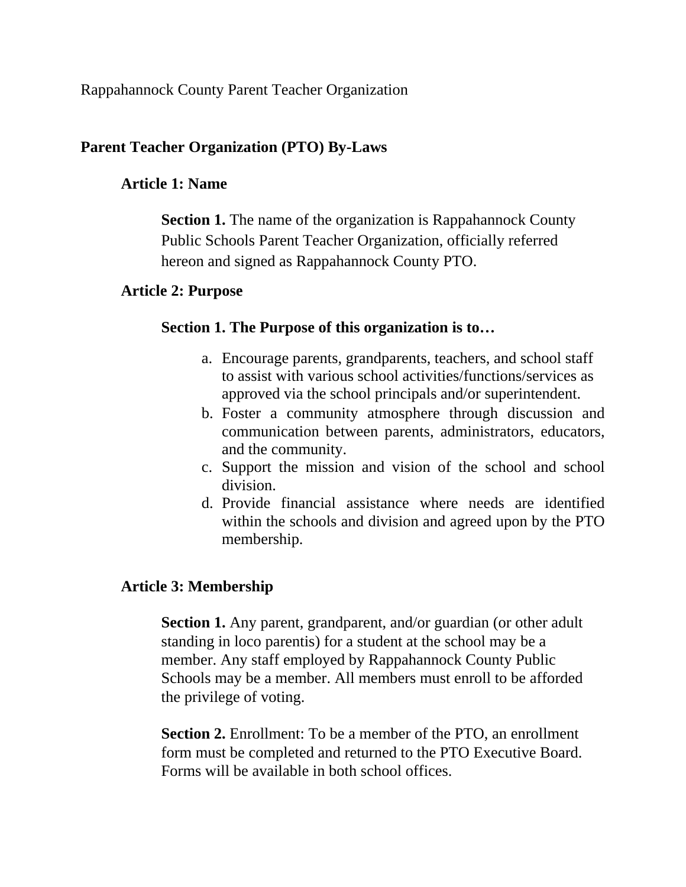Rappahannock County Parent Teacher Organization

# Parent Teacher Organization (PTO) By-Laws

## Article 1: Name

**Section 1.** The name of the organization is Rappahannock County Public Schools Parent Teacher Organization, officially referred hereon and signed as Rappahannock County PTO.

## Article 2: Purpose

**Section 1. The Purpose of this organization is to…**

a. Encourage parents, grandparents, teachers, and school staff to assist with various school activities/functions/services as approved via the school principals and/or superintendent.
b. Foster a community atmosphere through discussion and communication between parents, administrators, educators, and the community.
c. Support the mission and vision of the school and school division.
d. Provide financial assistance where needs are identified within the schools and division and agreed upon by the PTO membership.

## Article 3: Membership

**Section 1.** Any parent, grandparent, and/or guardian (or other adult standing in loco parentis) for a student at the school may be a member. Any staff employed by Rappahannock County Public Schools may be a member. All members must enroll to be afforded the privilege of voting.

**Section 2.** Enrollment: To be a member of the PTO, an enrollment form must be completed and returned to the PTO Executive Board. Forms will be available in both school offices.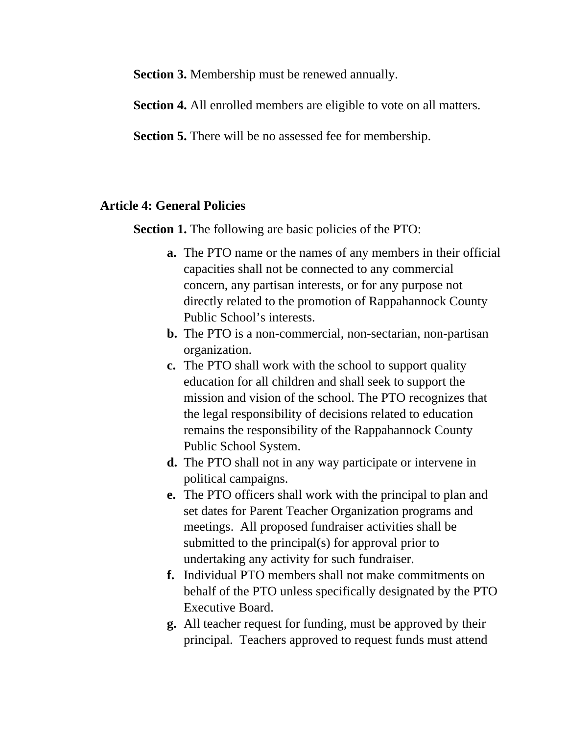**Section 3.** Membership must be renewed annually.

**Section 4.** All enrolled members are eligible to vote on all matters.

**Section 5.** There will be no assessed fee for membership.

## Article 4: General Policies

**Section 1.** The following are basic policies of the PTO:

- **a.** The PTO name or the names of any members in their official capacities shall not be connected to any commercial concern, any partisan interests, or for any purpose not directly related to the promotion of Rappahannock County Public School's interests.
- **b.** The PTO is a non-commercial, non-sectarian, non-partisan organization.
- **c.** The PTO shall work with the school to support quality education for all children and shall seek to support the mission and vision of the school. The PTO recognizes that the legal responsibility of decisions related to education remains the responsibility of the Rappahannock County Public School System.
- **d.** The PTO shall not in any way participate or intervene in political campaigns.
- **e.** The PTO officers shall work with the principal to plan and set dates for Parent Teacher Organization programs and meetings. All proposed fundraiser activities shall be submitted to the principal(s) for approval prior to undertaking any activity for such fundraiser.
- **f.** Individual PTO members shall not make commitments on behalf of the PTO unless specifically designated by the PTO Executive Board.
- **g.** All teacher request for funding, must be approved by their principal. Teachers approved to request funds must attend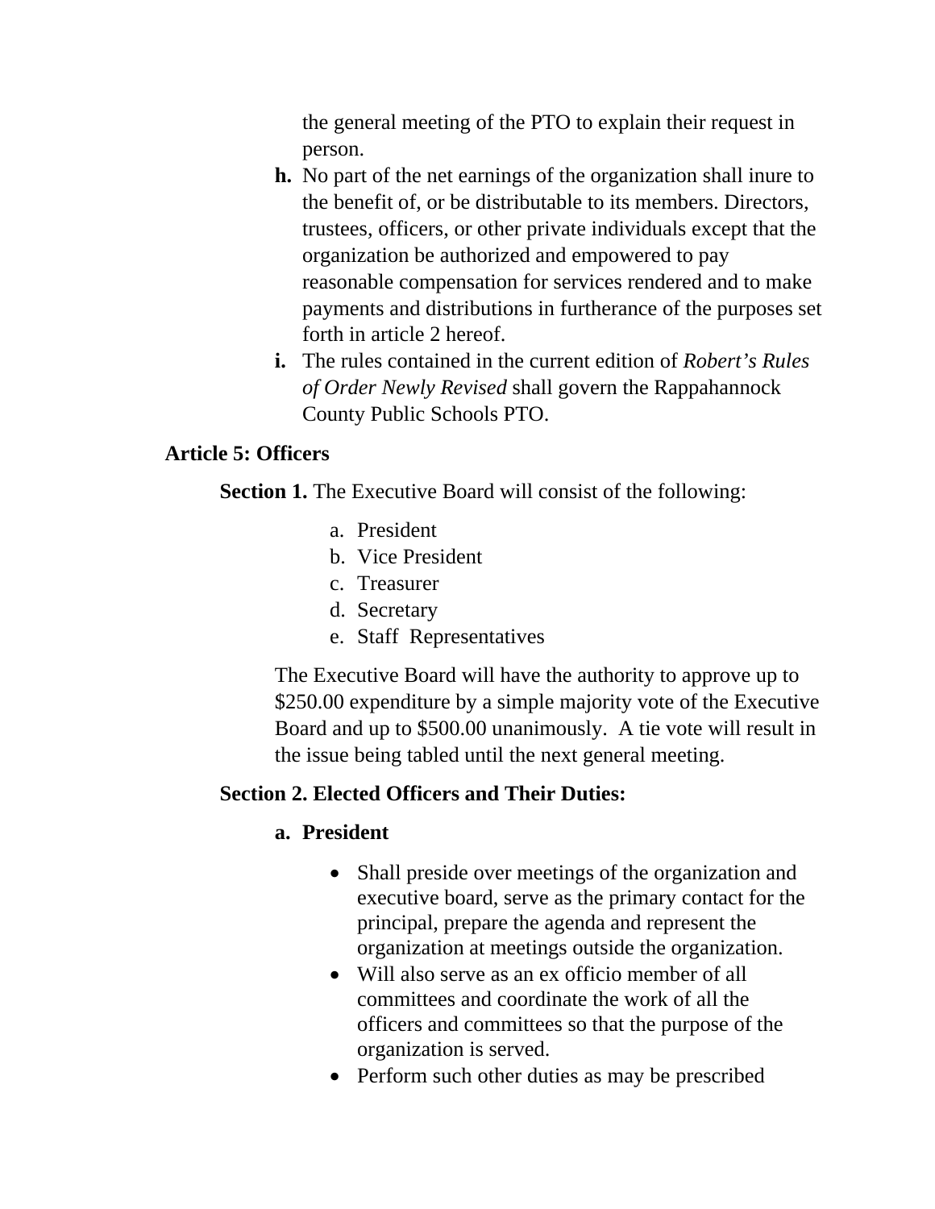the general meeting of the PTO to explain their request in person.

**h.** No part of the net earnings of the organization shall inure to the benefit of, or be distributable to its members. Directors, trustees, officers, or other private individuals except that the organization be authorized and empowered to pay reasonable compensation for services rendered and to make payments and distributions in furtherance of the purposes set forth in article 2 hereof.

**i.** The rules contained in the current edition of *Robert's Rules of Order Newly Revised* shall govern the Rappahannock County Public Schools PTO.

## Article 5: Officers

**Section 1.** The Executive Board will consist of the following:

a. President
b. Vice President
c. Treasurer
d. Secretary
e. Staff Representatives

The Executive Board will have the authority to approve up to $250.00 expenditure by a simple majority vote of the Executive Board and up to $500.00 unanimously. A tie vote will result in the issue being tabled until the next general meeting.

**Section 2. Elected Officers and Their Duties:**

**a. President**

- Shall preside over meetings of the organization and executive board, serve as the primary contact for the principal, prepare the agenda and represent the organization at meetings outside the organization.
- Will also serve as an ex officio member of all committees and coordinate the work of all the officers and committees so that the purpose of the organization is served.
- Perform such other duties as may be prescribed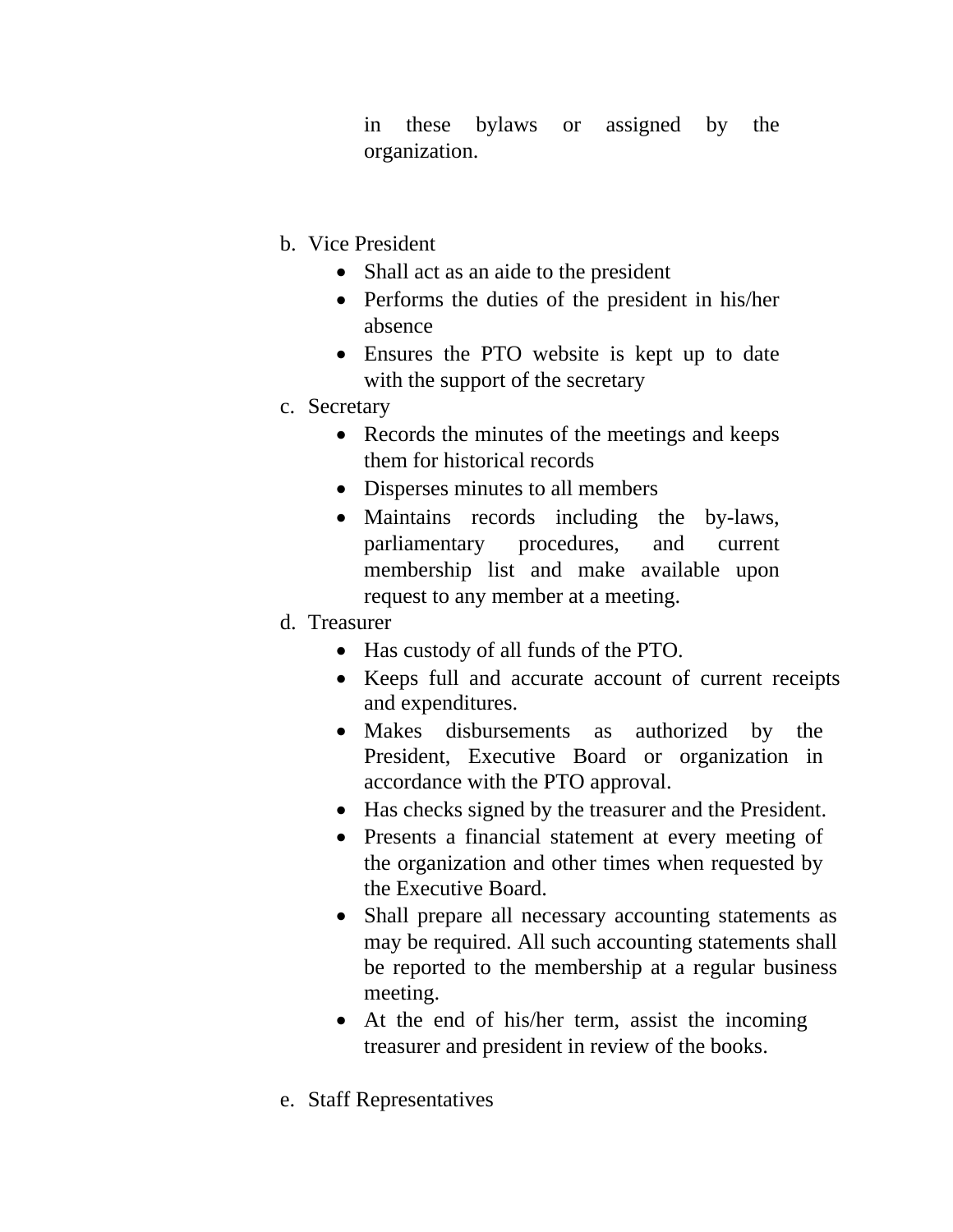in these bylaws or assigned by the organization.

b. Vice President
    - Shall act as an aide to the president
    - Performs the duties of the president in his/her absence
    - Ensures the PTO website is kept up to date with the support of the secretary

c. Secretary
    - Records the minutes of the meetings and keeps them for historical records
    - Disperses minutes to all members
    - Maintains records including the by-laws, parliamentary procedures, and current membership list and make available upon request to any member at a meeting.

d. Treasurer
    - Has custody of all funds of the PTO.
    - Keeps full and accurate account of current receipts and expenditures.
    - Makes disbursements as authorized by the President, Executive Board or organization in accordance with the PTO approval.
    - Has checks signed by the treasurer and the President.
    - Presents a financial statement at every meeting of the organization and other times when requested by the Executive Board.
    - Shall prepare all necessary accounting statements as may be required. All such accounting statements shall be reported to the membership at a regular business meeting.
    - At the end of his/her term, assist the incoming treasurer and president in review of the books.

e. Staff Representatives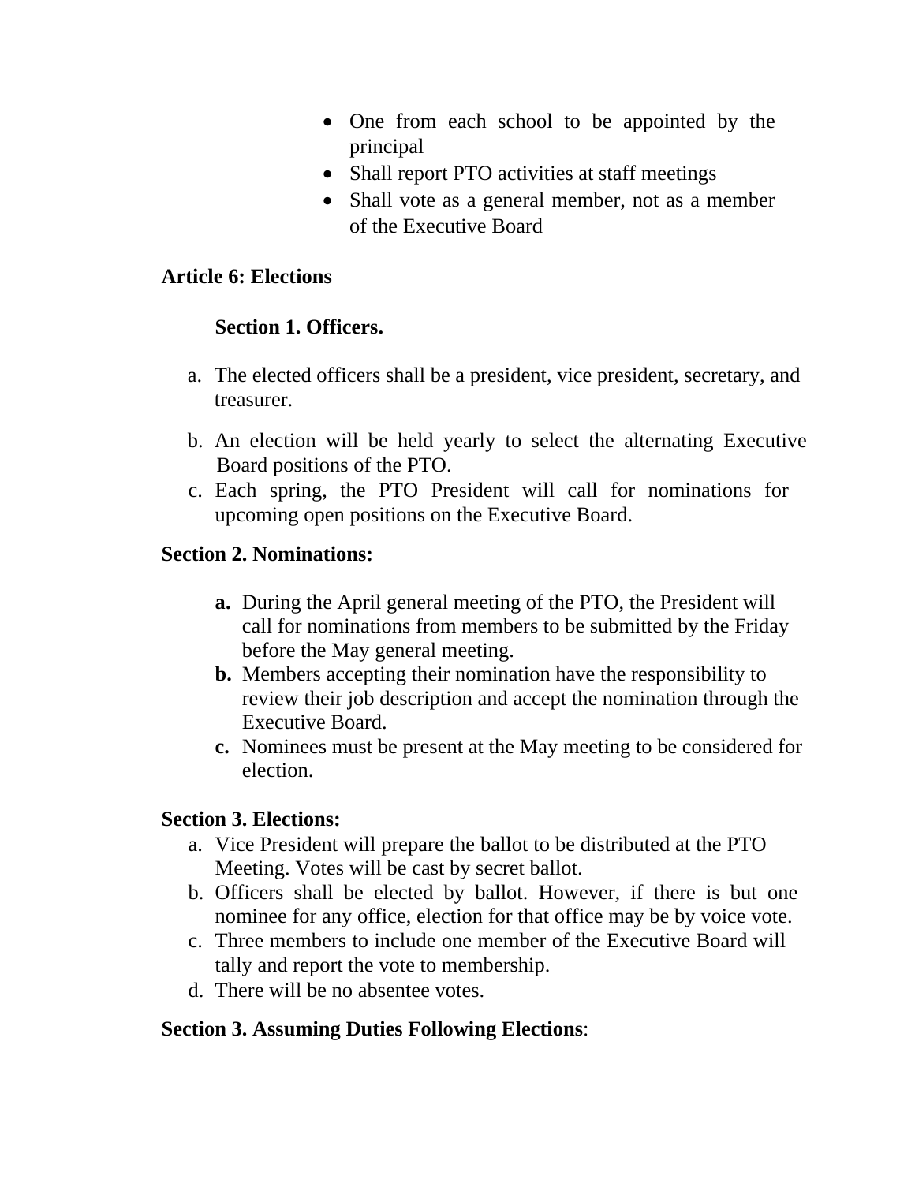- One from each school to be appointed by the principal
- Shall report PTO activities at staff meetings
- Shall vote as a general member, not as a member of the Executive Board

## Article 6: Elections

### Section 1. Officers.

a. The elected officers shall be a president, vice president, secretary, and treasurer.

b. An election will be held yearly to select the alternating Executive Board positions of the PTO.

c. Each spring, the PTO President will call for nominations for upcoming open positions on the Executive Board.

### Section 2. Nominations:

**a.** During the April general meeting of the PTO, the President will call for nominations from members to be submitted by the Friday before the May general meeting.

**b.** Members accepting their nomination have the responsibility to review their job description and accept the nomination through the Executive Board.

**c.** Nominees must be present at the May meeting to be considered for election.

### Section 3. Elections:

a. Vice President will prepare the ballot to be distributed at the PTO Meeting. Votes will be cast by secret ballot.

b. Officers shall be elected by ballot. However, if there is but one nominee for any office, election for that office may be by voice vote.

c. Three members to include one member of the Executive Board will tally and report the vote to membership.

d. There will be no absentee votes.

### Section 3. Assuming Duties Following Elections: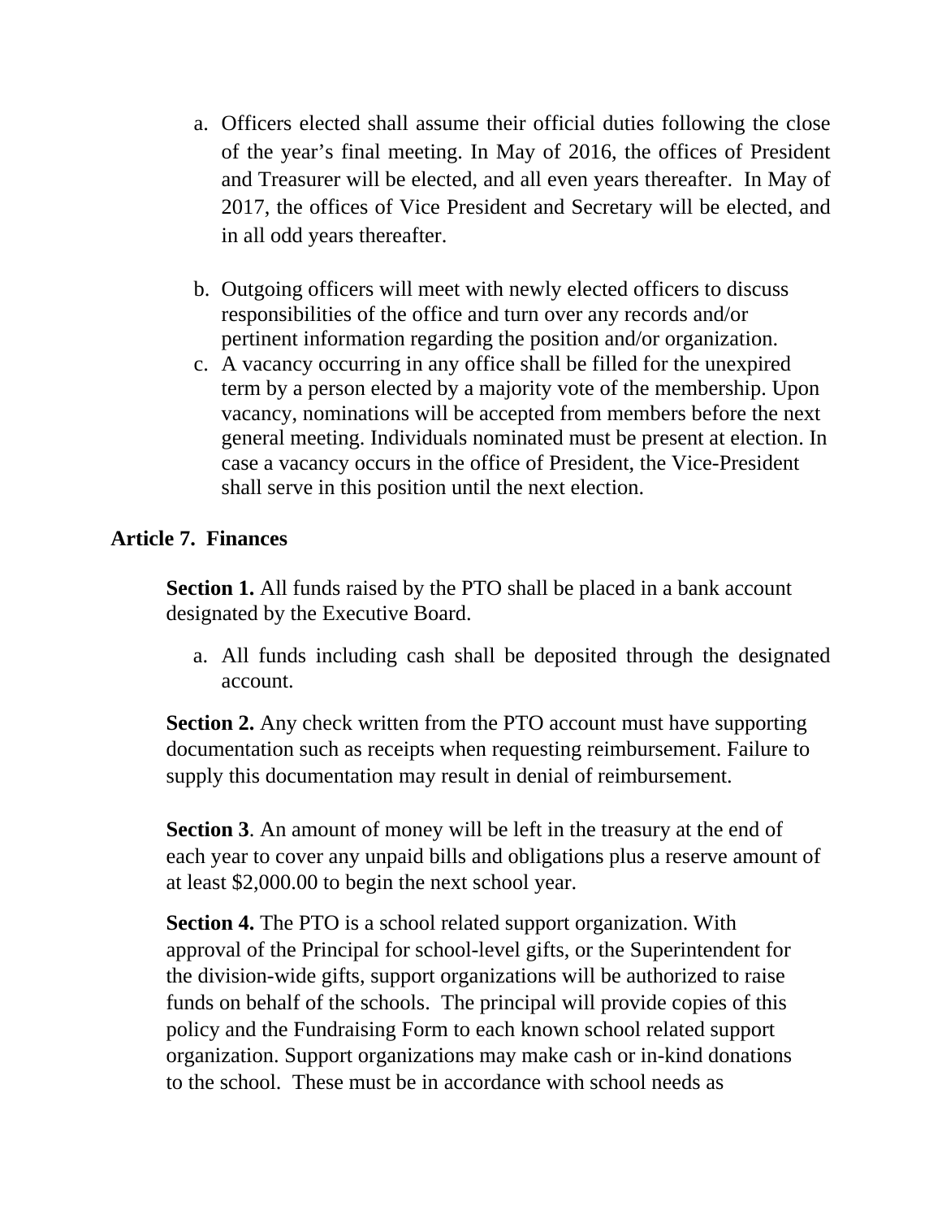a. Officers elected shall assume their official duties following the close of the year's final meeting. In May of 2016, the offices of President and Treasurer will be elected, and all even years thereafter. In May of 2017, the offices of Vice President and Secretary will be elected, and in all odd years thereafter.

b. Outgoing officers will meet with newly elected officers to discuss responsibilities of the office and turn over any records and/or pertinent information regarding the position and/or organization.

c. A vacancy occurring in any office shall be filled for the unexpired term by a person elected by a majority vote of the membership. Upon vacancy, nominations will be accepted from members before the next general meeting. Individuals nominated must be present at election. In case a vacancy occurs in the office of President, the Vice-President shall serve in this position until the next election.

## Article 7. Finances

**Section 1.** All funds raised by the PTO shall be placed in a bank account designated by the Executive Board.

a. All funds including cash shall be deposited through the designated account.

**Section 2.** Any check written from the PTO account must have supporting documentation such as receipts when requesting reimbursement. Failure to supply this documentation may result in denial of reimbursement.

**Section 3**. An amount of money will be left in the treasury at the end of each year to cover any unpaid bills and obligations plus a reserve amount of at least $2,000.00 to begin the next school year.

**Section 4.** The PTO is a school related support organization. With approval of the Principal for school-level gifts, or the Superintendent for the division-wide gifts, support organizations will be authorized to raise funds on behalf of the schools. The principal will provide copies of this policy and the Fundraising Form to each known school related support organization. Support organizations may make cash or in-kind donations to the school. These must be in accordance with school needs as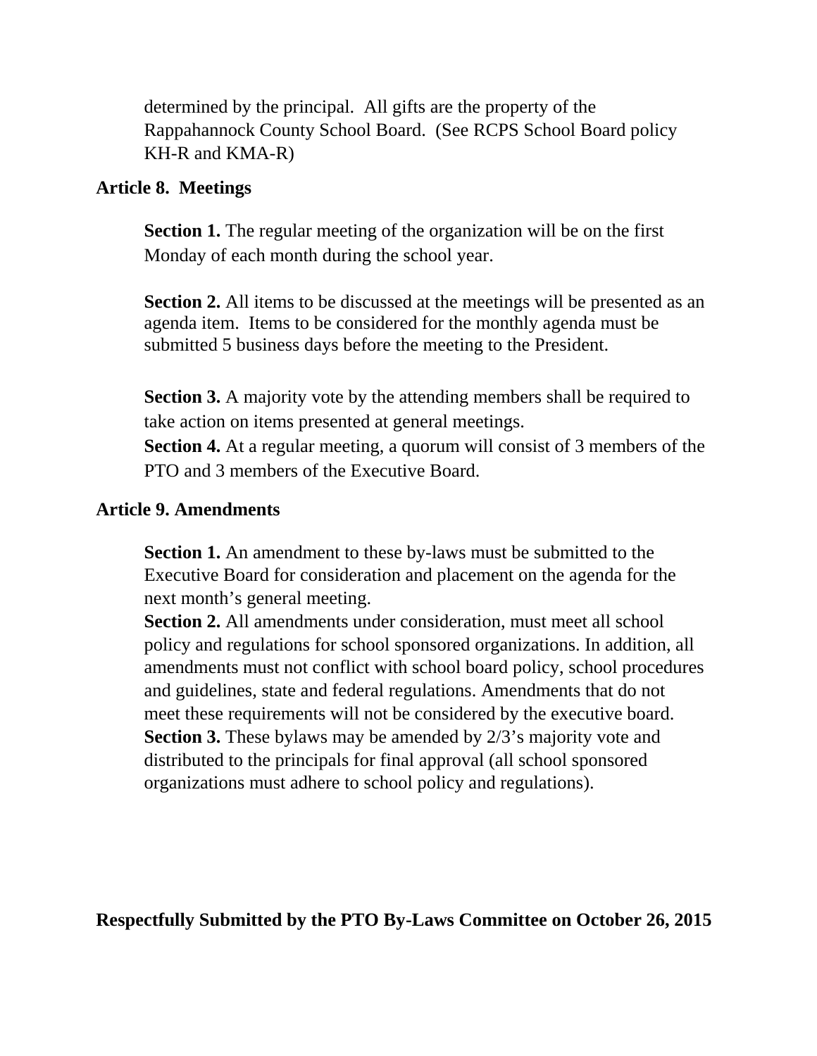determined by the principal. All gifts are the property of the Rappahannock County School Board. (See RCPS School Board policy KH-R and KMA-R)

**Article 8. Meetings**

**Section 1.** The regular meeting of the organization will be on the first Monday of each month during the school year.

**Section 2.** All items to be discussed at the meetings will be presented as an agenda item. Items to be considered for the monthly agenda must be submitted 5 business days before the meeting to the President.

**Section 3.** A majority vote by the attending members shall be required to take action on items presented at general meetings.

**Section 4.** At a regular meeting, a quorum will consist of 3 members of the PTO and 3 members of the Executive Board.

**Article 9. Amendments**

**Section 1.** An amendment to these by-laws must be submitted to the Executive Board for consideration and placement on the agenda for the next month's general meeting.

**Section 2.** All amendments under consideration, must meet all school policy and regulations for school sponsored organizations. In addition, all amendments must not conflict with school board policy, school procedures and guidelines, state and federal regulations. Amendments that do not meet these requirements will not be considered by the executive board.

**Section 3.** These bylaws may be amended by 2/3's majority vote and distributed to the principals for final approval (all school sponsored organizations must adhere to school policy and regulations).

**Respectfully Submitted by the PTO By-Laws Committee on October 26, 2015**